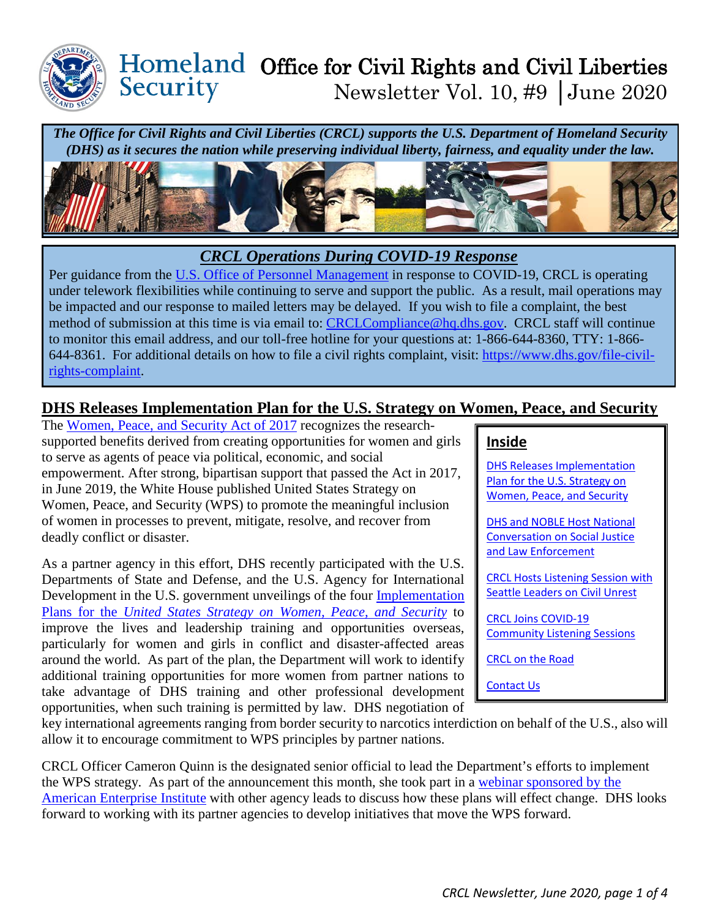# Homeland Security — Office for Civil Rights and Civil Liberties

Newsletter Vol. 10, #9 │June 2020

***The Office for Civil Rights and Civil Liberties (CRCL) supports the U.S. Department of Homeland Security (DHS) as it secures the nation while preserving individual liberty, fairness, and equality under the law.***

## *CRCL Operations During COVID-19 Response*

Per guidance from the U.S. Office of Personnel Management in response to COVID-19, CRCL is operating under telework flexibilities while continuing to serve and support the public. As a result, mail operations may be impacted and our response to mailed letters may be delayed. If you wish to file a complaint, the best method of submission at this time is via email to: CRCLCompliance@hq.dhs.gov. CRCL staff will continue to monitor this email address, and our toll-free hotline for your questions at: 1-866-644-8360, TTY: 1-866-644-8361. For additional details on how to file a civil rights complaint, visit: https://www.dhs.gov/file-civil-rights-complaint.

## Inside

- DHS Releases Implementation Plan for the U.S. Strategy on Women, Peace, and Security
- DHS and NOBLE Host National Conversation on Social Justice and Law Enforcement
- CRCL Hosts Listening Session with Seattle Leaders on Civil Unrest
- CRCL Joins COVID-19 Community Listening Sessions
- CRCL on the Road
- Contact Us

## DHS Releases Implementation Plan for the U.S. Strategy on Women, Peace, and Security

The Women, Peace, and Security Act of 2017 recognizes the research-supported benefits derived from creating opportunities for women and girls to serve as agents of peace via political, economic, and social empowerment. After strong, bipartisan support that passed the Act in 2017, in June 2019, the White House published United States Strategy on Women, Peace, and Security (WPS) to promote the meaningful inclusion of women in processes to prevent, mitigate, resolve, and recover from deadly conflict or disaster.

As a partner agency in this effort, DHS recently participated with the U.S. Departments of State and Defense, and the U.S. Agency for International Development in the U.S. government unveilings of the four Implementation Plans for the *United States Strategy on Women, Peace, and Security* to improve the lives and leadership training and opportunities overseas, particularly for women and girls in conflict and disaster-affected areas around the world. As part of the plan, the Department will work to identify additional training opportunities for more women from partner nations to take advantage of DHS training and other professional development opportunities, when such training is permitted by law. DHS negotiation of key international agreements ranging from border security to narcotics interdiction on behalf of the U.S., also will allow it to encourage commitment to WPS principles by partner nations.

CRCL Officer Cameron Quinn is the designated senior official to lead the Department's efforts to implement the WPS strategy. As part of the announcement this month, she took part in a webinar sponsored by the American Enterprise Institute with other agency leads to discuss how these plans will effect change. DHS looks forward to working with its partner agencies to develop initiatives that move the WPS forward.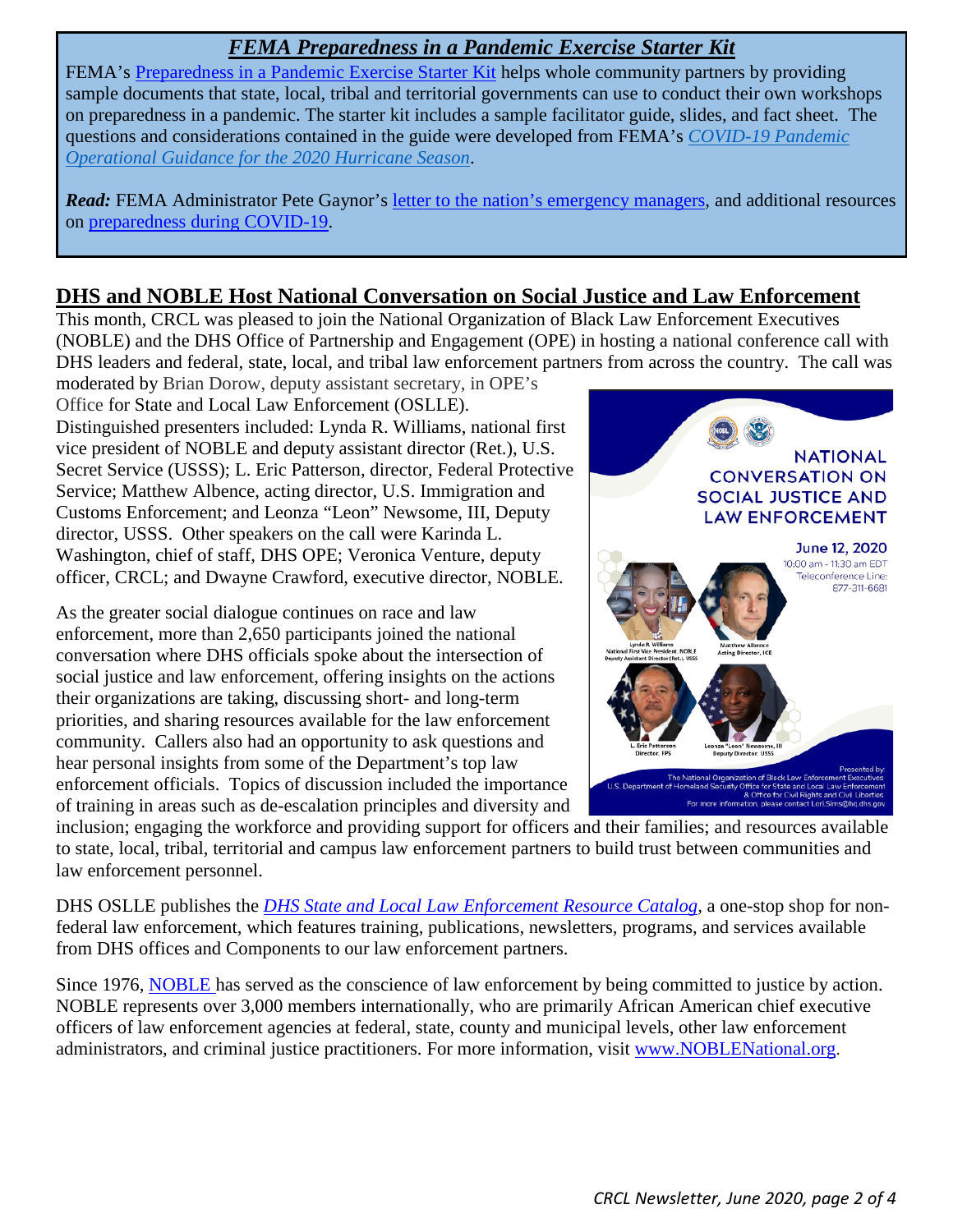## *FEMA Preparedness in a Pandemic Exercise Starter Kit*

FEMA's Preparedness in a Pandemic Exercise Starter Kit helps whole community partners by providing sample documents that state, local, tribal and territorial governments can use to conduct their own workshops on preparedness in a pandemic. The starter kit includes a sample facilitator guide, slides, and fact sheet. The questions and considerations contained in the guide were developed from FEMA's *COVID-19 Pandemic Operational Guidance for the 2020 Hurricane Season*.

***Read:*** FEMA Administrator Pete Gaynor's letter to the nation's emergency managers, and additional resources on preparedness during COVID-19.

## DHS and NOBLE Host National Conversation on Social Justice and Law Enforcement

This month, CRCL was pleased to join the National Organization of Black Law Enforcement Executives (NOBLE) and the DHS Office of Partnership and Engagement (OPE) in hosting a national conference call with DHS leaders and federal, state, local, and tribal law enforcement partners from across the country. The call was moderated by Brian Dorow, deputy assistant secretary, in OPE's Office for State and Local Law Enforcement (OSLLE). Distinguished presenters included: Lynda R. Williams, national first vice president of NOBLE and deputy assistant director (Ret.), U.S. Secret Service (USSS); L. Eric Patterson, director, Federal Protective Service; Matthew Albence, acting director, U.S. Immigration and Customs Enforcement; and Leonza "Leon" Newsome, III, Deputy director, USSS. Other speakers on the call were Karinda L. Washington, chief of staff, DHS OPE; Veronica Venture, deputy officer, CRCL; and Dwayne Crawford, executive director, NOBLE.

NATIONAL CONVERSATION ON SOCIAL JUSTICE AND LAW ENFORCEMENT

June 12, 2020
10:00 am - 11:30 am EDT
Teleconference Line: 877-311-6681

Lynda R. Williams, National First Vice President, NOBLE, Deputy Assistant Director (Ret.), USSS
Matthew Albence, Acting Director, ICE
L. Eric Patterson, Director, FPS
Leonza "Leon" Newsome, III, Deputy Director, USSS

Presented by: The National Organization of Black Law Enforcement Executives, U.S. Department of Homeland Security Office for State and Local Law Enforcement & Office for Civil Rights and Civil Liberties. For more information, please contact Lori.Sims@hq.dhs.gov

As the greater social dialogue continues on race and law enforcement, more than 2,650 participants joined the national conversation where DHS officials spoke about the intersection of social justice and law enforcement, offering insights on the actions their organizations are taking, discussing short- and long-term priorities, and sharing resources available for the law enforcement community. Callers also had an opportunity to ask questions and hear personal insights from some of the Department's top law enforcement officials. Topics of discussion included the importance of training in areas such as de-escalation principles and diversity and inclusion; engaging the workforce and providing support for officers and their families; and resources available to state, local, tribal, territorial and campus law enforcement partners to build trust between communities and law enforcement personnel.

DHS OSLLE publishes the *DHS State and Local Law Enforcement Resource Catalog*, a one-stop shop for non-federal law enforcement, which features training, publications, newsletters, programs, and services available from DHS offices and Components to our law enforcement partners.

Since 1976, NOBLE has served as the conscience of law enforcement by being committed to justice by action. NOBLE represents over 3,000 members internationally, who are primarily African American chief executive officers of law enforcement agencies at federal, state, county and municipal levels, other law enforcement administrators, and criminal justice practitioners. For more information, visit www.NOBLENational.org.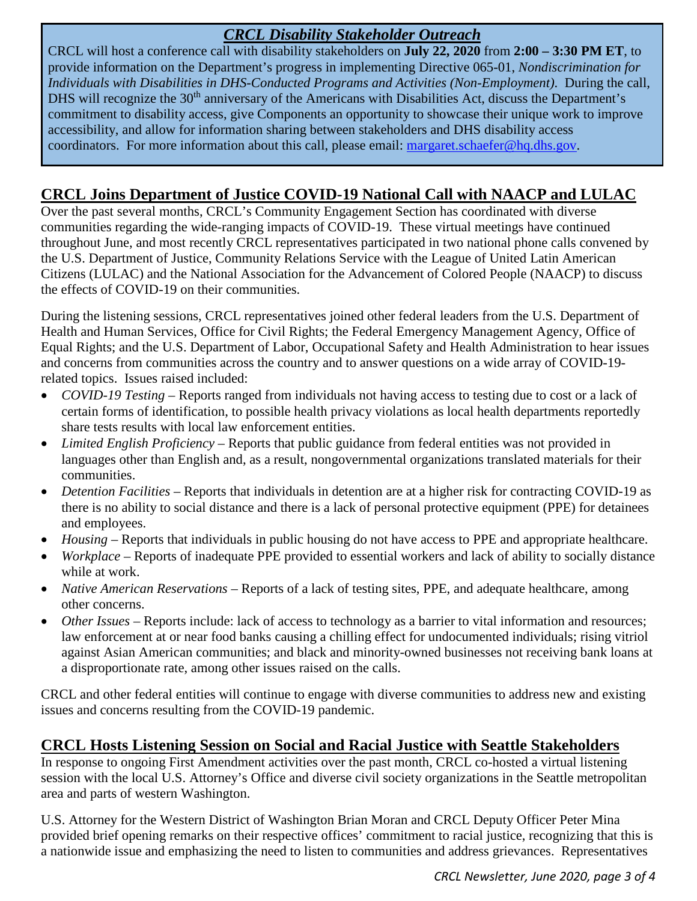## *CRCL Disability Stakeholder Outreach*

CRCL will host a conference call with disability stakeholders on **July 22, 2020** from **2:00 – 3:30 PM ET**, to provide information on the Department's progress in implementing Directive 065-01, *Nondiscrimination for Individuals with Disabilities in DHS-Conducted Programs and Activities (Non-Employment)*. During the call, DHS will recognize the 30th anniversary of the Americans with Disabilities Act, discuss the Department's commitment to disability access, give Components an opportunity to showcase their unique work to improve accessibility, and allow for information sharing between stakeholders and DHS disability access coordinators. For more information about this call, please email: margaret.schaefer@hq.dhs.gov.

## CRCL Joins Department of Justice COVID-19 National Call with NAACP and LULAC

Over the past several months, CRCL's Community Engagement Section has coordinated with diverse communities regarding the wide-ranging impacts of COVID-19. These virtual meetings have continued throughout June, and most recently CRCL representatives participated in two national phone calls convened by the U.S. Department of Justice, Community Relations Service with the League of United Latin American Citizens (LULAC) and the National Association for the Advancement of Colored People (NAACP) to discuss the effects of COVID-19 on their communities.

During the listening sessions, CRCL representatives joined other federal leaders from the U.S. Department of Health and Human Services, Office for Civil Rights; the Federal Emergency Management Agency, Office of Equal Rights; and the U.S. Department of Labor, Occupational Safety and Health Administration to hear issues and concerns from communities across the country and to answer questions on a wide array of COVID-19-related topics. Issues raised included:

- *COVID-19 Testing* – Reports ranged from individuals not having access to testing due to cost or a lack of certain forms of identification, to possible health privacy violations as local health departments reportedly share tests results with local law enforcement entities.
- *Limited English Proficiency* – Reports that public guidance from federal entities was not provided in languages other than English and, as a result, nongovernmental organizations translated materials for their communities.
- *Detention Facilities* – Reports that individuals in detention are at a higher risk for contracting COVID-19 as there is no ability to social distance and there is a lack of personal protective equipment (PPE) for detainees and employees.
- *Housing* – Reports that individuals in public housing do not have access to PPE and appropriate healthcare.
- *Workplace* – Reports of inadequate PPE provided to essential workers and lack of ability to socially distance while at work.
- *Native American Reservations* – Reports of a lack of testing sites, PPE, and adequate healthcare, among other concerns.
- *Other Issues* – Reports include: lack of access to technology as a barrier to vital information and resources; law enforcement at or near food banks causing a chilling effect for undocumented individuals; rising vitriol against Asian American communities; and black and minority-owned businesses not receiving bank loans at a disproportionate rate, among other issues raised on the calls.

CRCL and other federal entities will continue to engage with diverse communities to address new and existing issues and concerns resulting from the COVID-19 pandemic.

## CRCL Hosts Listening Session on Social and Racial Justice with Seattle Stakeholders

In response to ongoing First Amendment activities over the past month, CRCL co-hosted a virtual listening session with the local U.S. Attorney's Office and diverse civil society organizations in the Seattle metropolitan area and parts of western Washington.

U.S. Attorney for the Western District of Washington Brian Moran and CRCL Deputy Officer Peter Mina provided brief opening remarks on their respective offices' commitment to racial justice, recognizing that this is a nationwide issue and emphasizing the need to listen to communities and address grievances. Representatives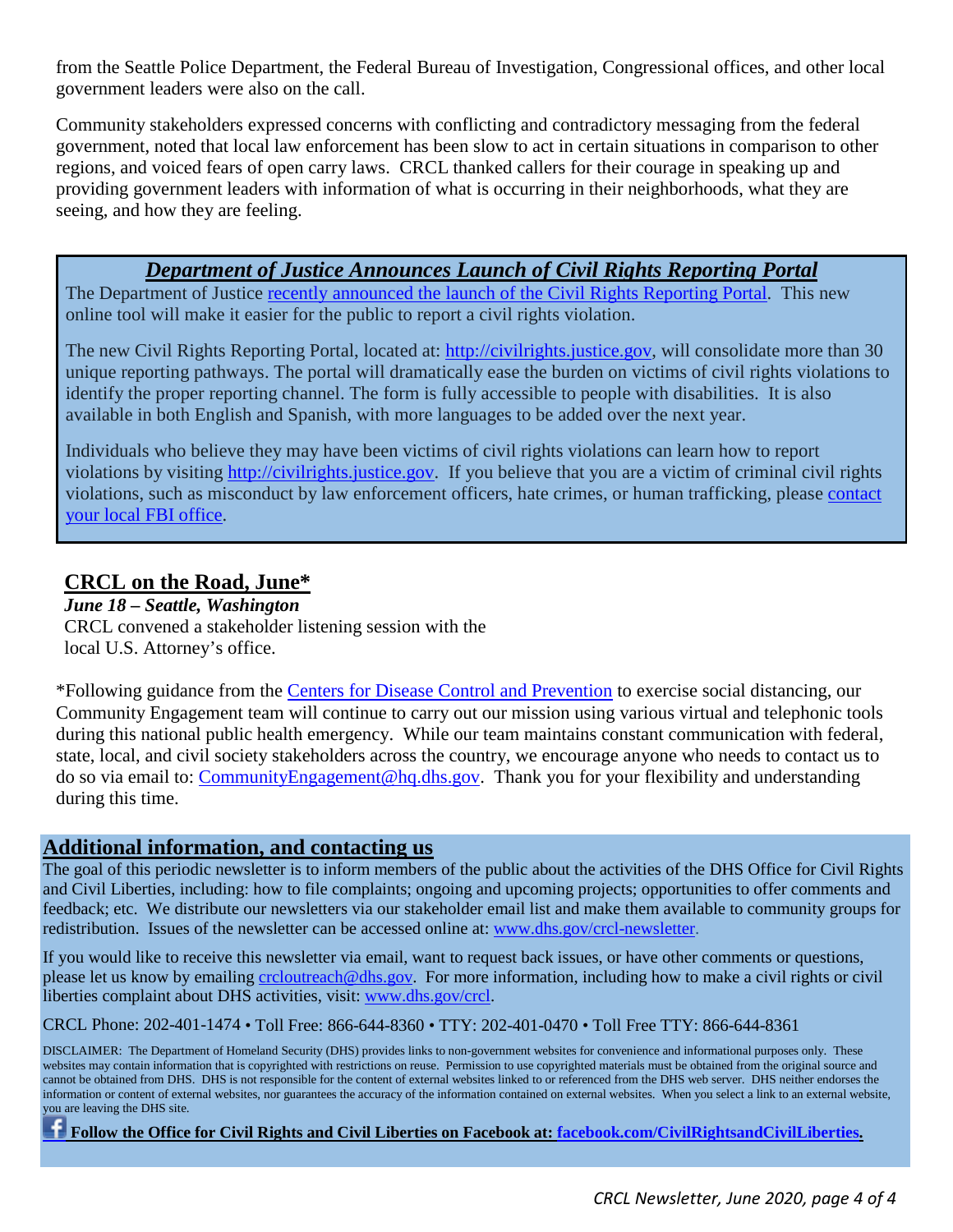from the Seattle Police Department, the Federal Bureau of Investigation, Congressional offices, and other local government leaders were also on the call.

Community stakeholders expressed concerns with conflicting and contradictory messaging from the federal government, noted that local law enforcement has been slow to act in certain situations in comparison to other regions, and voiced fears of open carry laws. CRCL thanked callers for their courage in speaking up and providing government leaders with information of what is occurring in their neighborhoods, what they are seeing, and how they are feeling.

## *Department of Justice Announces Launch of Civil Rights Reporting Portal*

The Department of Justice recently announced the launch of the Civil Rights Reporting Portal. This new online tool will make it easier for the public to report a civil rights violation.

The new Civil Rights Reporting Portal, located at: http://civilrights.justice.gov, will consolidate more than 30 unique reporting pathways. The portal will dramatically ease the burden on victims of civil rights violations to identify the proper reporting channel. The form is fully accessible to people with disabilities. It is also available in both English and Spanish, with more languages to be added over the next year.

Individuals who believe they may have been victims of civil rights violations can learn how to report violations by visiting http://civilrights.justice.gov. If you believe that you are a victim of criminal civil rights violations, such as misconduct by law enforcement officers, hate crimes, or human trafficking, please contact your local FBI office.

## CRCL on the Road, June*

***June 18 – Seattle, Washington***

CRCL convened a stakeholder listening session with the local U.S. Attorney's office.

*Following guidance from the Centers for Disease Control and Prevention to exercise social distancing, our Community Engagement team will continue to carry out our mission using various virtual and telephonic tools during this national public health emergency. While our team maintains constant communication with federal, state, local, and civil society stakeholders across the country, we encourage anyone who needs to contact us to do so via email to: CommunityEngagement@hq.dhs.gov. Thank you for your flexibility and understanding during this time.

## Additional information, and contacting us

The goal of this periodic newsletter is to inform members of the public about the activities of the DHS Office for Civil Rights and Civil Liberties, including: how to file complaints; ongoing and upcoming projects; opportunities to offer comments and feedback; etc. We distribute our newsletters via our stakeholder email list and make them available to community groups for redistribution. Issues of the newsletter can be accessed online at: www.dhs.gov/crcl-newsletter.

If you would like to receive this newsletter via email, want to request back issues, or have other comments or questions, please let us know by emailing crcloutreach@dhs.gov. For more information, including how to make a civil rights or civil liberties complaint about DHS activities, visit: www.dhs.gov/crcl.

CRCL Phone: 202-401-1474 • Toll Free: 866-644-8360 • TTY: 202-401-0470 • Toll Free TTY: 866-644-8361

DISCLAIMER: The Department of Homeland Security (DHS) provides links to non-government websites for convenience and informational purposes only. These websites may contain information that is copyrighted with restrictions on reuse. Permission to use copyrighted materials must be obtained from the original source and cannot be obtained from DHS. DHS is not responsible for the content of external websites linked to or referenced from the DHS web server. DHS neither endorses the information or content of external websites, nor guarantees the accuracy of the information contained on external websites. When you select a link to an external website, you are leaving the DHS site.

**Follow the Office for Civil Rights and Civil Liberties on Facebook at: facebook.com/CivilRightsandCivilLiberties.**